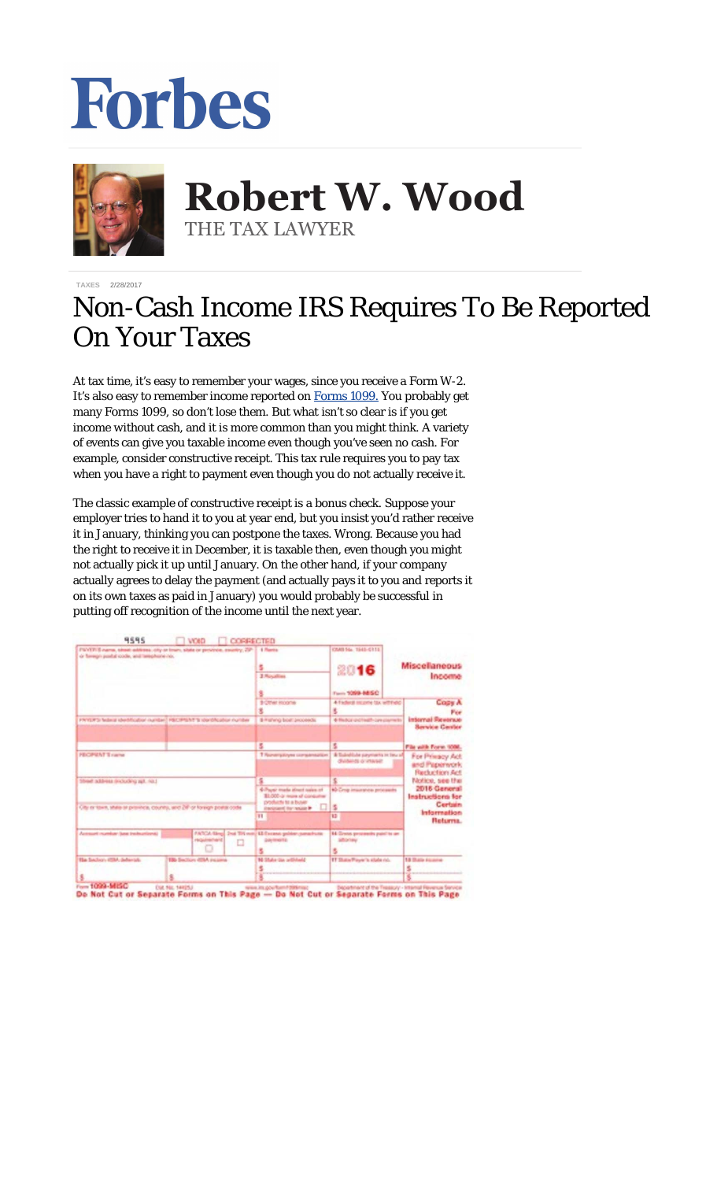# Forbes

## Robert W. Wood

THE TAX LAWYER

TAXES 2/28/2017

# Non-Cash Income IRS Requires To Be Reported On Your Taxes

At tax time, it's easy to remember your wages, since you receive a Form W-2. It's also easy to remember income reported on Forms 1099. You probably get many Forms 1099, so don't lose them. But what isn't so clear is if you get income without cash, and it is more common than you might think. A variety of events can give you taxable income even though you've seen no cash. For example, consider constructive receipt. This tax rule requires you to pay tax when you have a right to payment even though you do not actually receive it.

The classic example of constructive receipt is a bonus check. Suppose your employer tries to hand it to you at year end, but you insist you'd rather receive it in January, thinking you can postpone the taxes. Wrong. Because you had the right to receive it in December, it is taxable then, even though you might not actually pick it up until January. On the other hand, if your company actually agrees to delay the payment (and actually pays it to you and reports it on its own taxes as paid in January) you would probably be successful in putting off recognition of the income until the next year.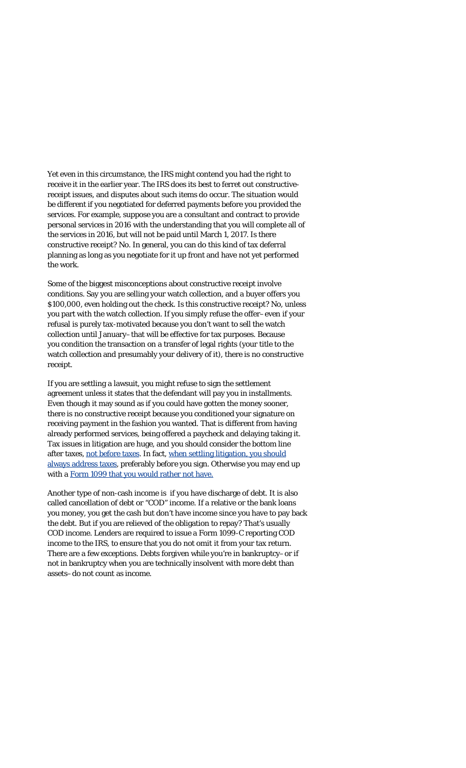Yet even in this circumstance, the IRS might contend you had the right to receive it in the earlier year. The IRS does its best to ferret out constructive-receipt issues, and disputes about such items do occur. The situation would be different if you negotiated for deferred payments before you provided the services. For example, suppose you are a consultant and contract to provide personal services in 2016 with the understanding that you will complete all of the services in 2016, but will not be paid until March 1, 2017. Is there constructive receipt? No. In general, you can do this kind of tax deferral planning as long as you negotiate for it up front and have not yet performed the work.

Some of the biggest misconceptions about constructive receipt involve conditions. Say you are selling your watch collection, and a buyer offers you $100,000, even holding out the check. Is this constructive receipt? No, unless you part with the watch collection. If you simply refuse the offer–even if your refusal is purely tax-motivated because you don't want to sell the watch collection until January–that will be effective for tax purposes. Because you condition the transaction on a transfer of legal rights (your title to the watch collection and presumably your delivery of it), there is no constructive receipt.

If you are settling a lawsuit, you might refuse to sign the settlement agreement unless it states that the defendant will pay you in installments. Even though it may sound as if you could have gotten the money sooner, there is no constructive receipt because you conditioned your signature on receiving payment in the fashion you wanted. That is different from having already performed services, being offered a paycheck and delaying taking it. Tax issues in litigation are huge, and you should consider the bottom line after taxes, not before taxes. In fact, when settling litigation, you should always address taxes, preferably before you sign. Otherwise you may end up with a Form 1099 that you would rather not have.

Another type of non-cash income is  if you have discharge of debt. It is also called cancellation of debt or "COD" income. If a relative or the bank loans you money, you get the cash but don't have income since you have to pay back the debt. But if you are relieved of the obligation to repay? That's usually COD income. Lenders are required to issue a Form 1099-C reporting COD income to the IRS, to ensure that you do not omit it from your tax return. There are a few exceptions. Debts forgiven while you're in bankruptcy–or if not in bankruptcy when you are technically insolvent with more debt than assets–do not count as income.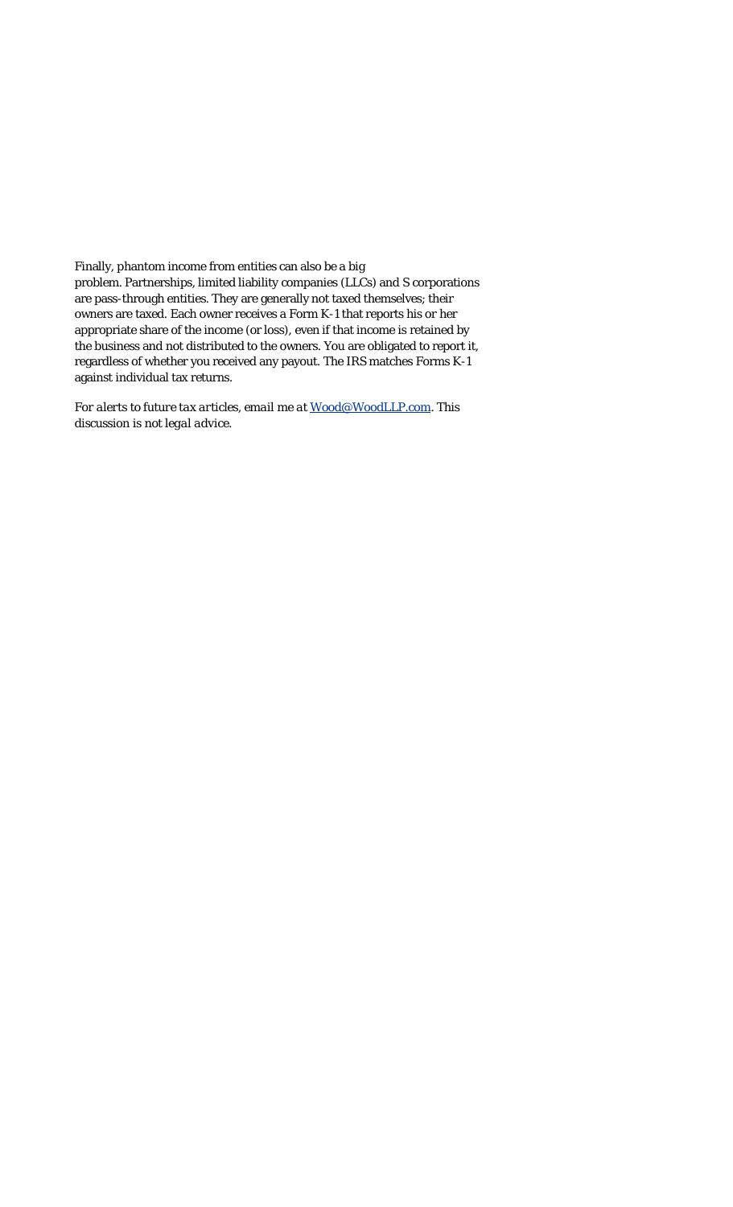Finally, phantom income from entities can also be a big problem. Partnerships, limited liability companies (LLCs) and S corporations are pass-through entities. They are generally not taxed themselves; their owners are taxed. Each owner receives a Form K-1 that reports his or her appropriate share of the income (or loss), even if that income is retained by the business and not distributed to the owners. You are obligated to report it, regardless of whether you received any payout. The IRS matches Forms K-1 against individual tax returns.

*For alerts to future tax articles, email me at* [Wood@WoodLLP.com](mailto:Wood@WoodLLP.com). *This discussion is not legal advice.*